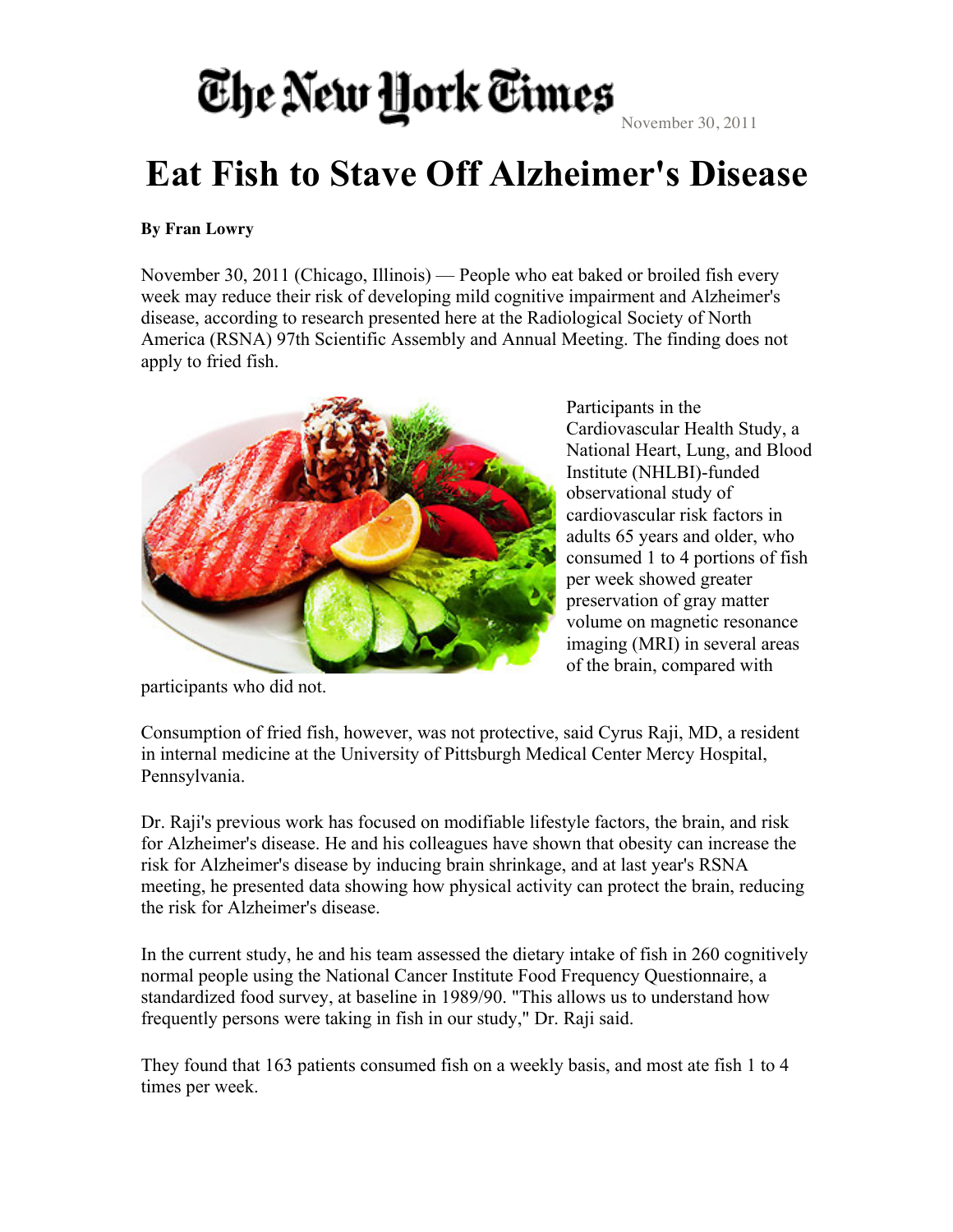The New York Times November 30, 2011

# Eat Fish to Stave Off Alzheimer's Disease

**By Fran Lowry**

November 30, 2011 (Chicago, Illinois) — People who eat baked or broiled fish every week may reduce their risk of developing mild cognitive impairment and Alzheimer's disease, according to research presented here at the Radiological Society of North America (RSNA) 97th Scientific Assembly and Annual Meeting. The finding does not apply to fried fish.

Participants in the Cardiovascular Health Study, a National Heart, Lung, and Blood Institute (NHLBI)-funded observational study of cardiovascular risk factors in adults 65 years and older, who consumed 1 to 4 portions of fish per week showed greater preservation of gray matter volume on magnetic resonance imaging (MRI) in several areas of the brain, compared with participants who did not.

Consumption of fried fish, however, was not protective, said Cyrus Raji, MD, a resident in internal medicine at the University of Pittsburgh Medical Center Mercy Hospital, Pennsylvania.

Dr. Raji's previous work has focused on modifiable lifestyle factors, the brain, and risk for Alzheimer's disease. He and his colleagues have shown that obesity can increase the risk for Alzheimer's disease by inducing brain shrinkage, and at last year's RSNA meeting, he presented data showing how physical activity can protect the brain, reducing the risk for Alzheimer's disease.

In the current study, he and his team assessed the dietary intake of fish in 260 cognitively normal people using the National Cancer Institute Food Frequency Questionnaire, a standardized food survey, at baseline in 1989/90. "This allows us to understand how frequently persons were taking in fish in our study," Dr. Raji said.

They found that 163 patients consumed fish on a weekly basis, and most ate fish 1 to 4 times per week.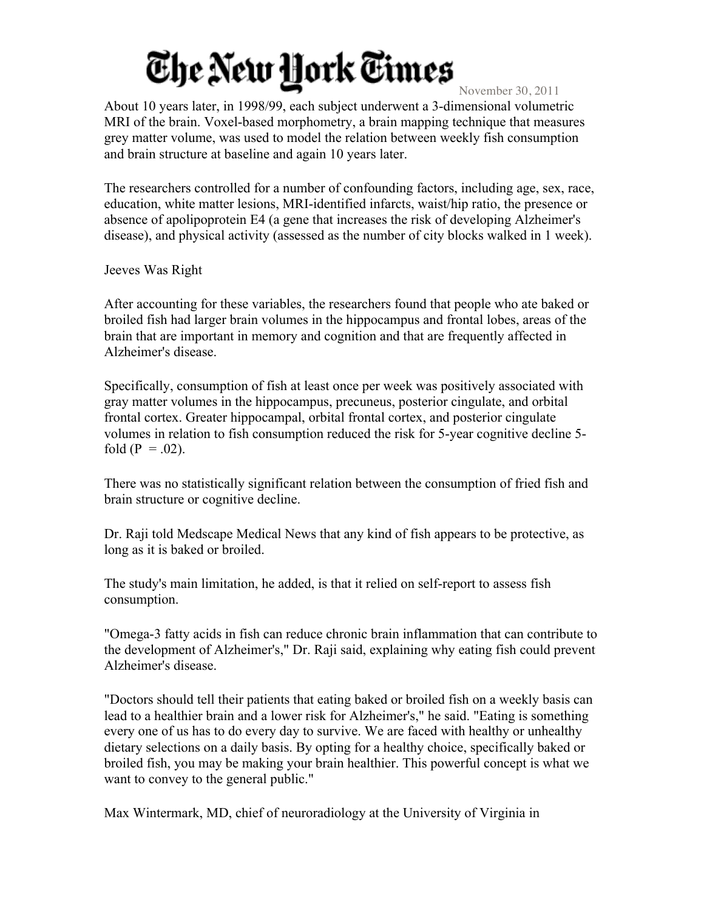About 10 years later, in 1998/99, each subject underwent a 3-dimensional volumetric MRI of the brain. Voxel-based morphometry, a brain mapping technique that measures grey matter volume, was used to model the relation between weekly fish consumption and brain structure at baseline and again 10 years later.

The researchers controlled for a number of confounding factors, including age, sex, race, education, white matter lesions, MRI-identified infarcts, waist/hip ratio, the presence or absence of apolipoprotein E4 (a gene that increases the risk of developing Alzheimer's disease), and physical activity (assessed as the number of city blocks walked in 1 week).

## Jeeves Was Right

After accounting for these variables, the researchers found that people who ate baked or broiled fish had larger brain volumes in the hippocampus and frontal lobes, areas of the brain that are important in memory and cognition and that are frequently affected in Alzheimer's disease.

Specifically, consumption of fish at least once per week was positively associated with gray matter volumes in the hippocampus, precuneus, posterior cingulate, and orbital frontal cortex. Greater hippocampal, orbital frontal cortex, and posterior cingulate volumes in relation to fish consumption reduced the risk for 5-year cognitive decline 5-fold ($P = .02$).

There was no statistically significant relation between the consumption of fried fish and brain structure or cognitive decline.

Dr. Raji told Medscape Medical News that any kind of fish appears to be protective, as long as it is baked or broiled.

The study's main limitation, he added, is that it relied on self-report to assess fish consumption.

"Omega-3 fatty acids in fish can reduce chronic brain inflammation that can contribute to the development of Alzheimer's," Dr. Raji said, explaining why eating fish could prevent Alzheimer's disease.

"Doctors should tell their patients that eating baked or broiled fish on a weekly basis can lead to a healthier brain and a lower risk for Alzheimer's," he said. "Eating is something every one of us has to do every day to survive. We are faced with healthy or unhealthy dietary selections on a daily basis. By opting for a healthy choice, specifically baked or broiled fish, you may be making your brain healthier. This powerful concept is what we want to convey to the general public."

Max Wintermark, MD, chief of neuroradiology at the University of Virginia in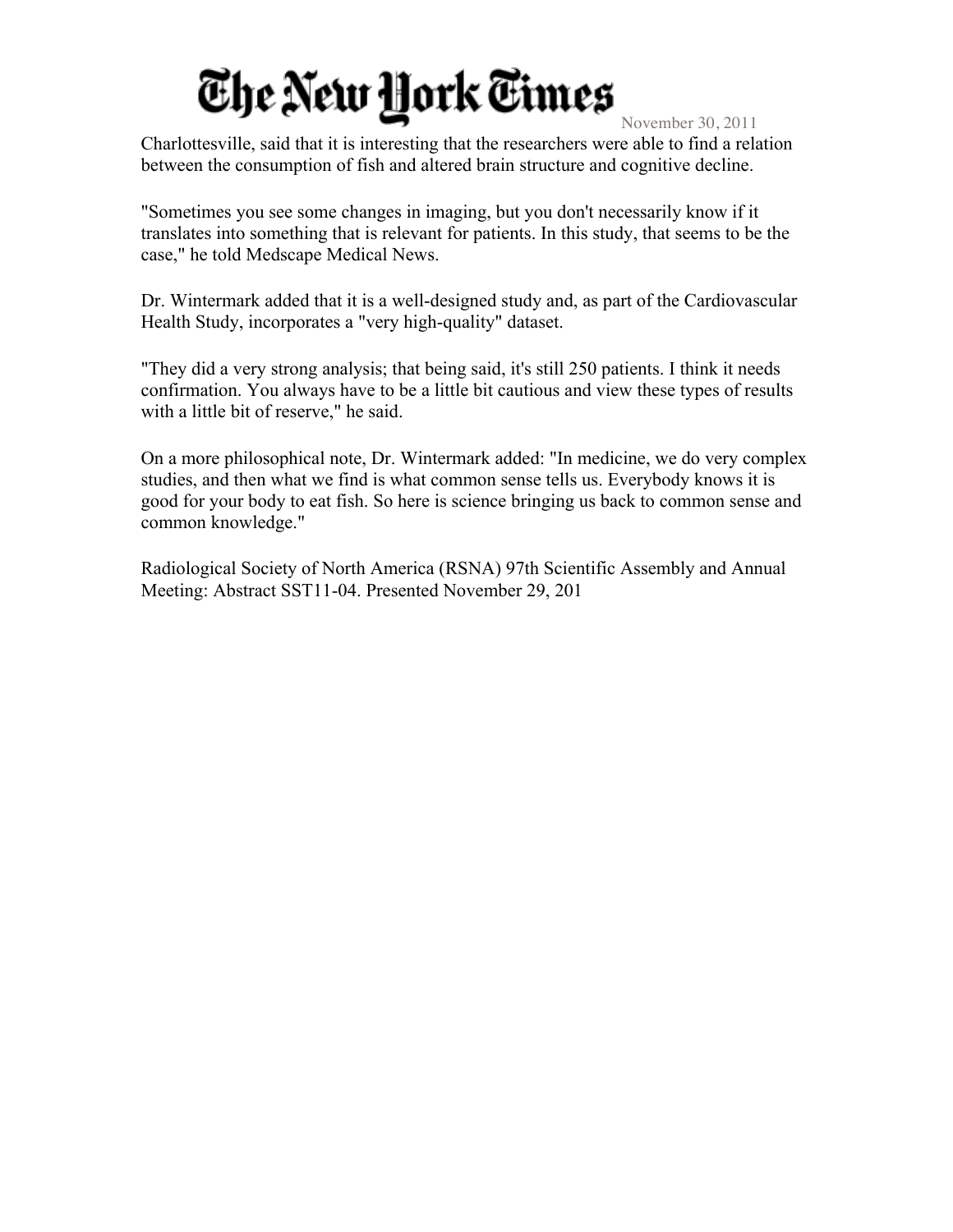Charlottesville, said that it is interesting that the researchers were able to find a relation between the consumption of fish and altered brain structure and cognitive decline.

"Sometimes you see some changes in imaging, but you don't necessarily know if it translates into something that is relevant for patients. In this study, that seems to be the case," he told Medscape Medical News.

Dr. Wintermark added that it is a well-designed study and, as part of the Cardiovascular Health Study, incorporates a "very high-quality" dataset.

"They did a very strong analysis; that being said, it's still 250 patients. I think it needs confirmation. You always have to be a little bit cautious and view these types of results with a little bit of reserve," he said.

On a more philosophical note, Dr. Wintermark added: "In medicine, we do very complex studies, and then what we find is what common sense tells us. Everybody knows it is good for your body to eat fish. So here is science bringing us back to common sense and common knowledge."

Radiological Society of North America (RSNA) 97th Scientific Assembly and Annual Meeting: Abstract SST11-04. Presented November 29, 201